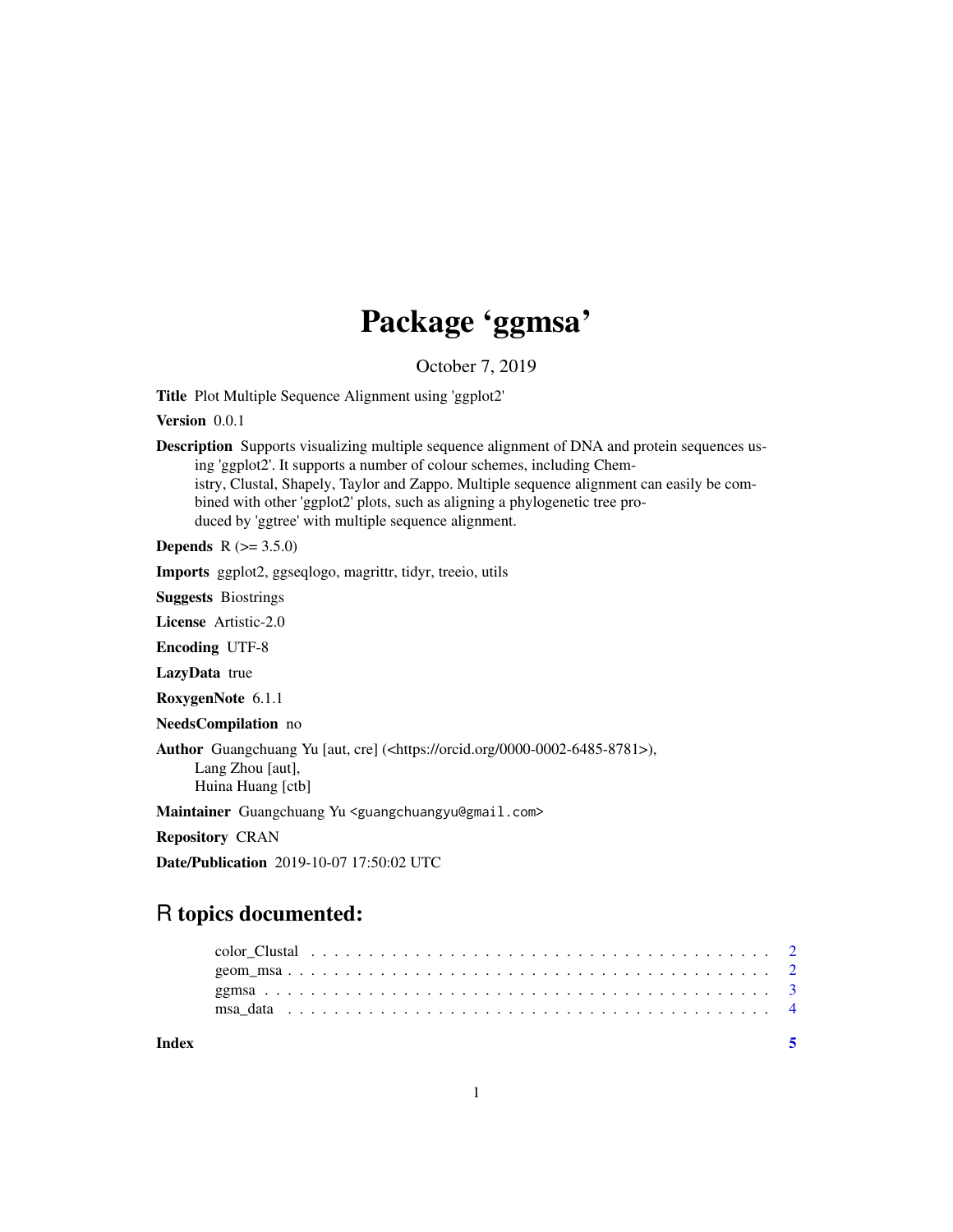# Package 'ggmsa'

October 7, 2019

**Title** Plot Multiple Sequence Alignment using 'ggplot2'

**Version** 0.0.1

**Description** Supports visualizing multiple sequence alignment of DNA and protein sequences using 'ggplot2'. It supports a number of colour schemes, including Chemistry, Clustal, Shapely, Taylor and Zappo. Multiple sequence alignment can easily be combined with other 'ggplot2' plots, such as aligning a phylogenetic tree produced by 'ggtree' with multiple sequence alignment.

**Depends** R (>= 3.5.0)

**Imports** ggplot2, ggseqlogo, magrittr, tidyr, treeio, utils

**Suggests** Biostrings

**License** Artistic-2.0

**Encoding** UTF-8

**LazyData** true

**RoxygenNote** 6.1.1

**NeedsCompilation** no

**Author** Guangchuang Yu [aut, cre] (<https://orcid.org/0000-0002-6485-8781>),
Lang Zhou [aut],
Huina Huang [ctb]

**Maintainer** Guangchuang Yu <guangchuangyu@gmail.com>

**Repository** CRAN

**Date/Publication** 2019-10-07 17:50:02 UTC

## R topics documented:

- color_Clustal . . . . . . . . . . . . . . . . . . . . . . . . . . . . . . . . . . . . . . . 2
- geom_msa . . . . . . . . . . . . . . . . . . . . . . . . . . . . . . . . . . . . . . . 2
- ggmsa . . . . . . . . . . . . . . . . . . . . . . . . . . . . . . . . . . . . . . . 3
- msa_data . . . . . . . . . . . . . . . . . . . . . . . . . . . . . . . . . . . . . . . 4

**Index** 5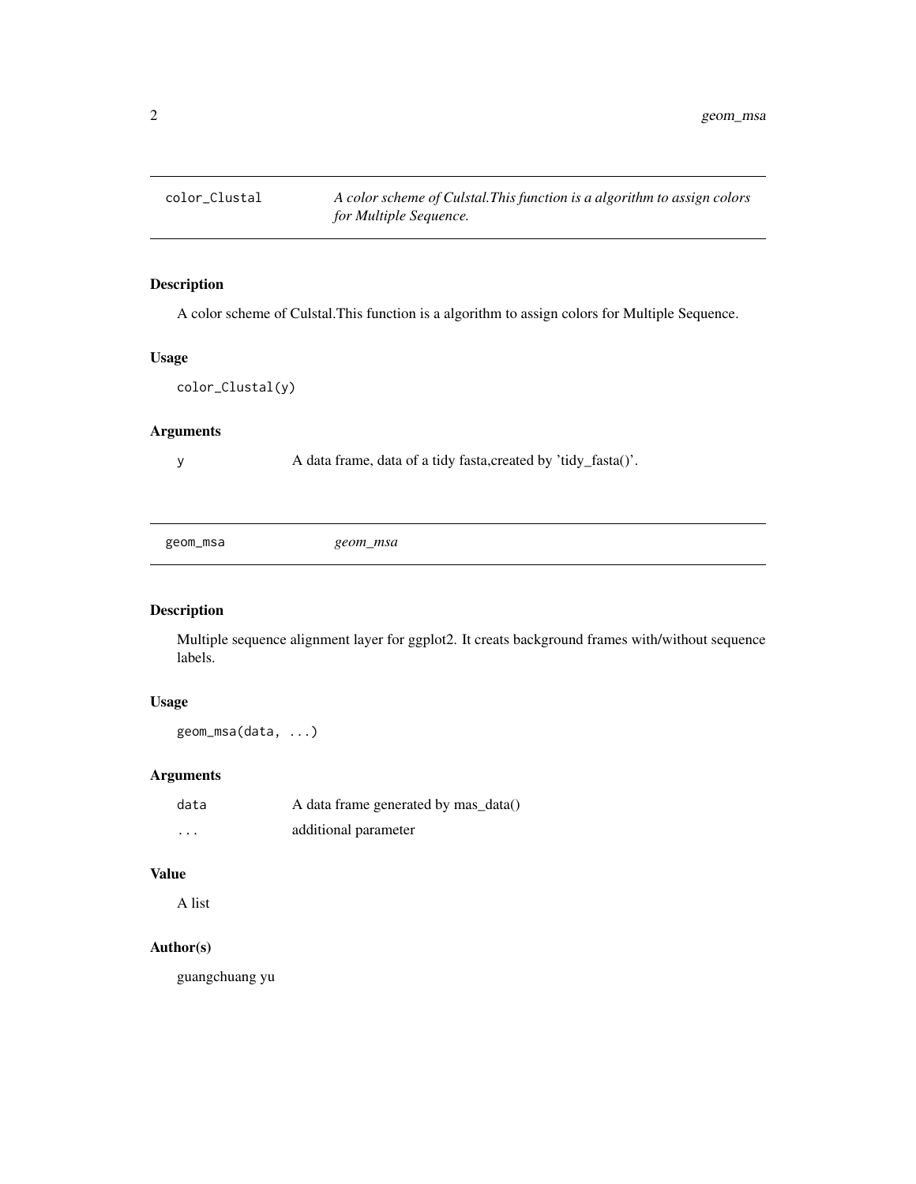## color_Clustal — *A color scheme of Culstal.This function is a algorithm to assign colors for Multiple Sequence.*

### Description

A color scheme of Culstal.This function is a algorithm to assign colors for Multiple Sequence.

### Usage

```
color_Clustal(y)
```

### Arguments

| | |
|---|---|
| y | A data frame, data of a tidy fasta,created by 'tidy_fasta()'. |

## geom_msa — *geom_msa*

### Description

Multiple sequence alignment layer for ggplot2. It creats background frames with/without sequence labels.

### Usage

```
geom_msa(data, ...)
```

### Arguments

| | |
|---|---|
| data | A data frame generated by mas_data() |
| ... | additional parameter |

### Value

A list

### Author(s)

guangchuang yu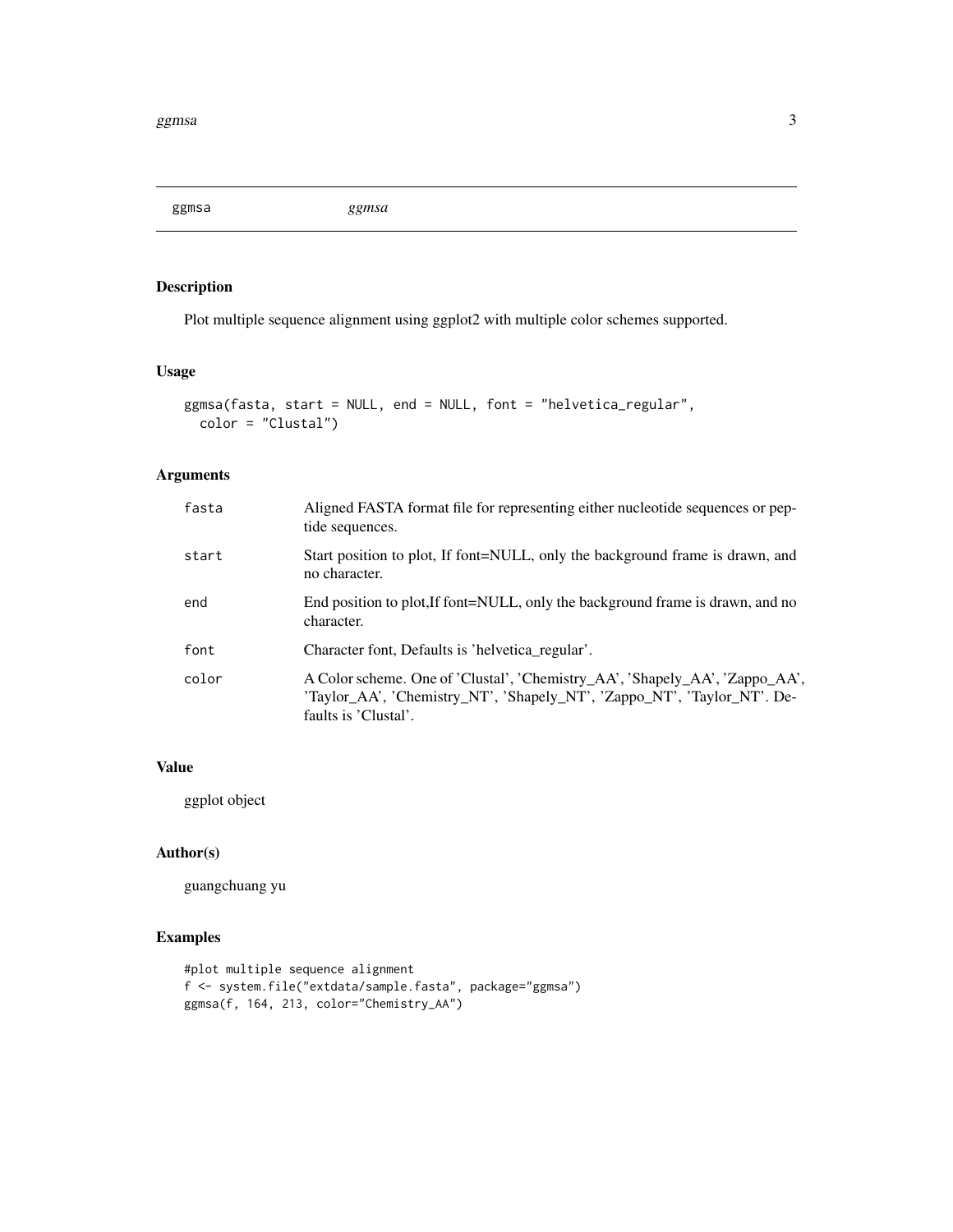ggmsa *ggmsa*

## Description

Plot multiple sequence alignment using ggplot2 with multiple color schemes supported.

## Usage

```
ggmsa(fasta, start = NULL, end = NULL, font = "helvetica_regular",
  color = "Clustal")
```

## Arguments

| | |
|---|---|
| `fasta` | Aligned FASTA format file for representing either nucleotide sequences or peptide sequences. |
| `start` | Start position to plot, If font=NULL, only the background frame is drawn, and no character. |
| `end` | End position to plot,If font=NULL, only the background frame is drawn, and no character. |
| `font` | Character font, Defaults is 'helvetica_regular'. |
| `color` | A Color scheme. One of 'Clustal', 'Chemistry_AA', 'Shapely_AA', 'Zappo_AA', 'Taylor_AA', 'Chemistry_NT', 'Shapely_NT', 'Zappo_NT', 'Taylor_NT'. Defaults is 'Clustal'. |

## Value

ggplot object

## Author(s)

guangchuang yu

## Examples

```
#plot multiple sequence alignment
f <- system.file("extdata/sample.fasta", package="ggmsa")
ggmsa(f, 164, 213, color="Chemistry_AA")
```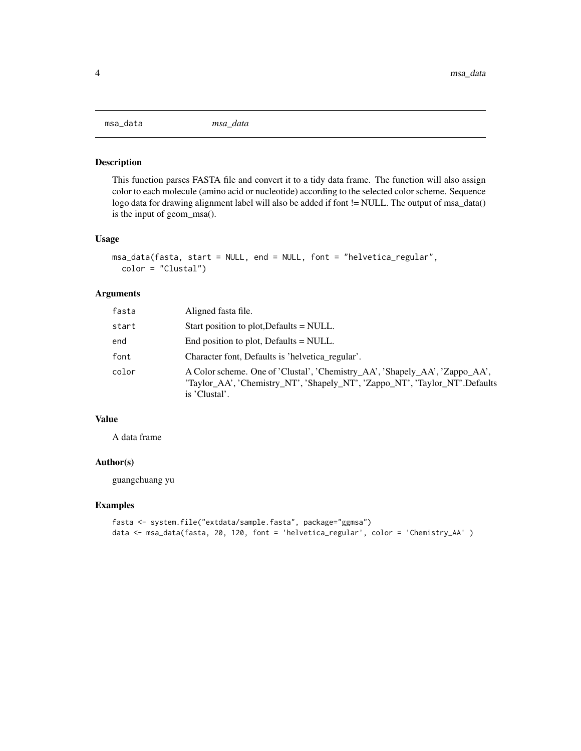msa_data *msa_data*

## Description

This function parses FASTA file and convert it to a tidy data frame. The function will also assign color to each molecule (amino acid or nucleotide) according to the selected color scheme. Sequence logo data for drawing alignment label will also be added if font != NULL. The output of msa_data() is the input of geom_msa().

## Usage

```
msa_data(fasta, start = NULL, end = NULL, font = "helvetica_regular",
  color = "Clustal")
```

## Arguments

| | |
|---|---|
| fasta | Aligned fasta file. |
| start | Start position to plot,Defaults = NULL. |
| end | End position to plot, Defaults = NULL. |
| font | Character font, Defaults is 'helvetica_regular'. |
| color | A Color scheme. One of 'Clustal', 'Chemistry_AA', 'Shapely_AA', 'Zappo_AA', 'Taylor_AA', 'Chemistry_NT', 'Shapely_NT', 'Zappo_NT', 'Taylor_NT'.Defaults is 'Clustal'. |

## Value

A data frame

## Author(s)

guangchuang yu

## Examples

```
fasta <- system.file("extdata/sample.fasta", package="ggmsa")
data <- msa_data(fasta, 20, 120, font = 'helvetica_regular', color = 'Chemistry_AA' )
```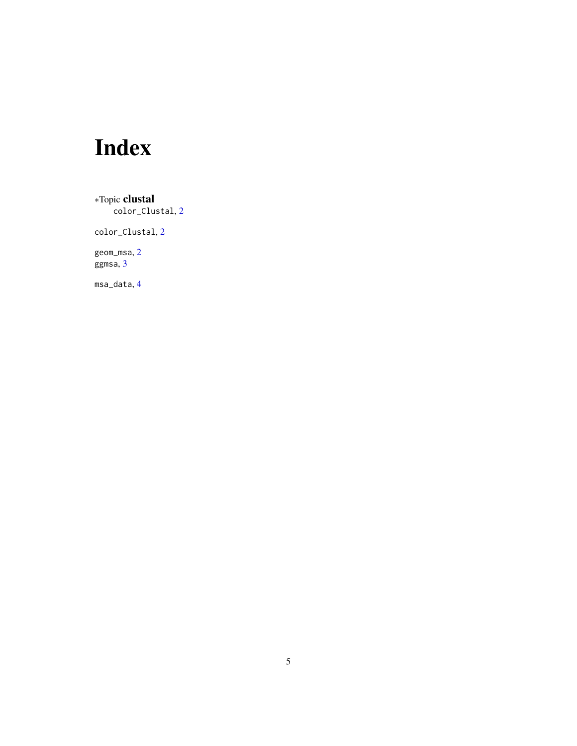# Index

∗Topic **clustal**
    color_Clustal, 2

color_Clustal, 2

geom_msa, 2
ggmsa, 3

msa_data, 4